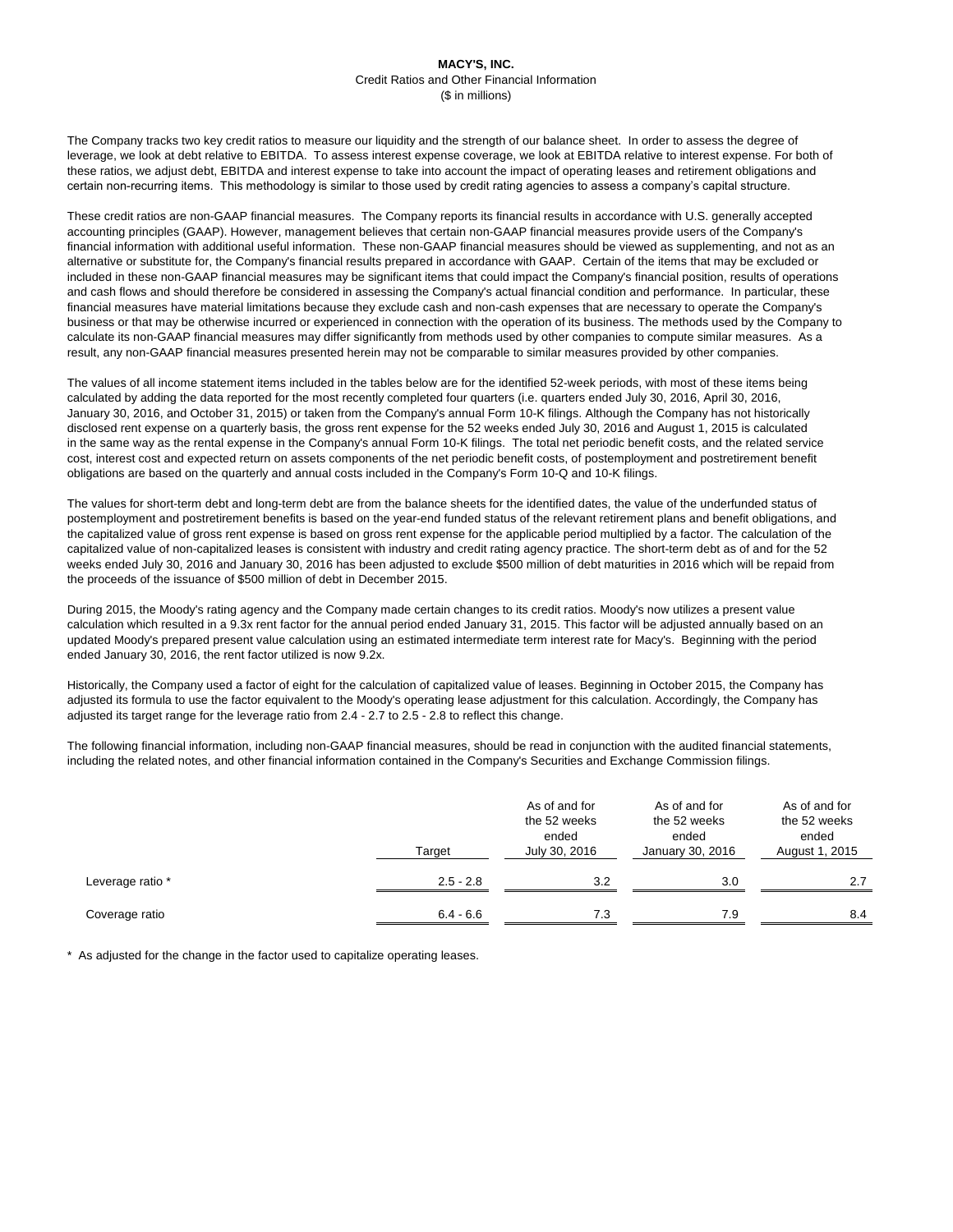**MACY'S, INC.**

Credit Ratios and Other Financial Information

($ in millions)

The Company tracks two key credit ratios to measure our liquidity and the strength of our balance sheet. In order to assess the degree of leverage, we look at debt relative to EBITDA. To assess interest expense coverage, we look at EBITDA relative to interest expense. For both of these ratios, we adjust debt, EBITDA and interest expense to take into account the impact of operating leases and retirement obligations and certain non-recurring items. This methodology is similar to those used by credit rating agencies to assess a company's capital structure.

These credit ratios are non-GAAP financial measures. The Company reports its financial results in accordance with U.S. generally accepted accounting principles (GAAP). However, management believes that certain non-GAAP financial measures provide users of the Company's financial information with additional useful information. These non-GAAP financial measures should be viewed as supplementing, and not as an alternative or substitute for, the Company's financial results prepared in accordance with GAAP. Certain of the items that may be excluded or included in these non-GAAP financial measures may be significant items that could impact the Company's financial position, results of operations and cash flows and should therefore be considered in assessing the Company's actual financial condition and performance. In particular, these financial measures have material limitations because they exclude cash and non-cash expenses that are necessary to operate the Company's business or that may be otherwise incurred or experienced in connection with the operation of its business. The methods used by the Company to calculate its non-GAAP financial measures may differ significantly from methods used by other companies to compute similar measures. As a result, any non-GAAP financial measures presented herein may not be comparable to similar measures provided by other companies.

The values of all income statement items included in the tables below are for the identified 52-week periods, with most of these items being calculated by adding the data reported for the most recently completed four quarters (i.e. quarters ended July 30, 2016, April 30, 2016, January 30, 2016, and October 31, 2015) or taken from the Company's annual Form 10-K filings. Although the Company has not historically disclosed rent expense on a quarterly basis, the gross rent expense for the 52 weeks ended July 30, 2016 and August 1, 2015 is calculated in the same way as the rental expense in the Company's annual Form 10-K filings. The total net periodic benefit costs, and the related service cost, interest cost and expected return on assets components of the net periodic benefit costs, of postemployment and postretirement benefit obligations are based on the quarterly and annual costs included in the Company's Form 10-Q and 10-K filings.

The values for short-term debt and long-term debt are from the balance sheets for the identified dates, the value of the underfunded status of postemployment and postretirement benefits is based on the year-end funded status of the relevant retirement plans and benefit obligations, and the capitalized value of gross rent expense is based on gross rent expense for the applicable period multiplied by a factor. The calculation of the capitalized value of non-capitalized leases is consistent with industry and credit rating agency practice. The short-term debt as of and for the 52 weeks ended July 30, 2016 and January 30, 2016 has been adjusted to exclude $500 million of debt maturities in 2016 which will be repaid from the proceeds of the issuance of $500 million of debt in December 2015.

During 2015, the Moody's rating agency and the Company made certain changes to its credit ratios. Moody's now utilizes a present value calculation which resulted in a 9.3x rent factor for the annual period ended January 31, 2015. This factor will be adjusted annually based on an updated Moody's prepared present value calculation using an estimated intermediate term interest rate for Macy's. Beginning with the period ended January 30, 2016, the rent factor utilized is now 9.2x.

Historically, the Company used a factor of eight for the calculation of capitalized value of leases. Beginning in October 2015, the Company has adjusted its formula to use the factor equivalent to the Moody's operating lease adjustment for this calculation. Accordingly, the Company has adjusted its target range for the leverage ratio from 2.4 - 2.7 to 2.5 - 2.8 to reflect this change.

The following financial information, including non-GAAP financial measures, should be read in conjunction with the audited financial statements, including the related notes, and other financial information contained in the Company's Securities and Exchange Commission filings.

| | Target | As of and for the 52 weeks ended July 30, 2016 | As of and for the 52 weeks ended January 30, 2016 | As of and for the 52 weeks ended August 1, 2015 |
|---|---|---|---|---|
| Leverage ratio * | 2.5 - 2.8 | 3.2 | 3.0 | 2.7 |
| Coverage ratio | 6.4 - 6.6 | 7.3 | 7.9 | 8.4 |

\* As adjusted for the change in the factor used to capitalize operating leases.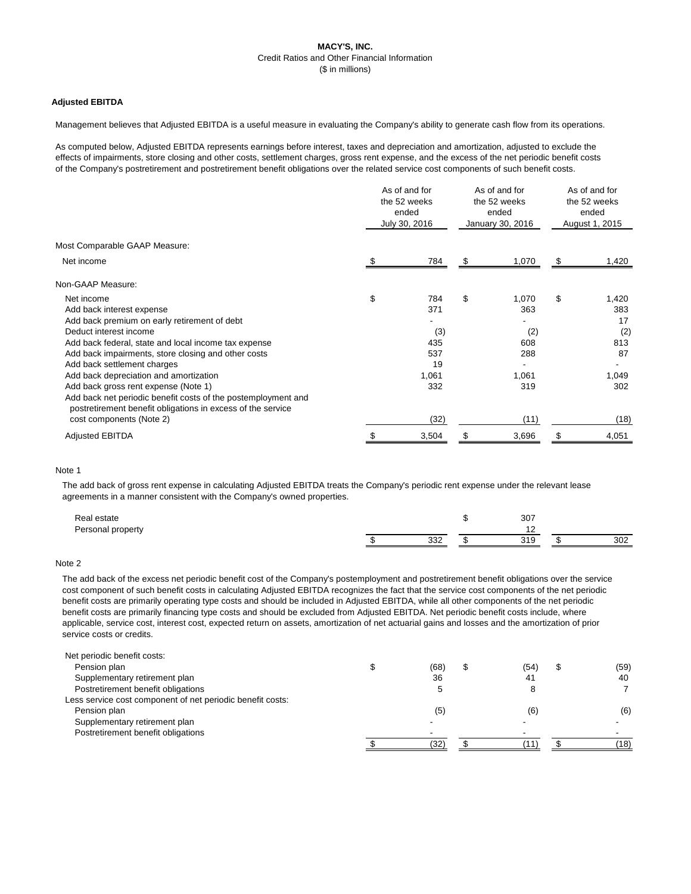**MACY'S, INC.**
Credit Ratios and Other Financial Information
($ in millions)

### Adjusted EBITDA

Management believes that Adjusted EBITDA is a useful measure in evaluating the Company's ability to generate cash flow from its operations.

As computed below, Adjusted EBITDA represents earnings before interest, taxes and depreciation and amortization, adjusted to exclude the effects of impairments, store closing and other costs, settlement charges, gross rent expense, and the excess of the net periodic benefit costs of the Company's postretirement and postretirement benefit obligations over the related service cost components of such benefit costs.

| | As of and for the 52 weeks ended July 30, 2016 | As of and for the 52 weeks ended January 30, 2016 | As of and for the 52 weeks ended August 1, 2015 |
|---|---|---|---|
| Most Comparable GAAP Measure: | | | |
| Net income | $ 784 | $ 1,070 | $ 1,420 |
| Non-GAAP Measure: | | | |
| Net income | $ 784 | $ 1,070 | $ 1,420 |
| Add back interest expense | 371 | 363 | 383 |
| Add back premium on early retirement of debt | - | - | 17 |
| Deduct interest income | (3) | (2) | (2) |
| Add back federal, state and local income tax expense | 435 | 608 | 813 |
| Add back impairments, store closing and other costs | 537 | 288 | 87 |
| Add back settlement charges | 19 | - | - |
| Add back depreciation and amortization | 1,061 | 1,061 | 1,049 |
| Add back gross rent expense (Note 1) | 332 | 319 | 302 |
| Add back net periodic benefit costs of the postemployment and postretirement benefit obligations in excess of the service cost components (Note 2) | (32) | (11) | (18) |
| Adjusted EBITDA | $ 3,504 | $ 3,696 | $ 4,051 |

Note 1

The add back of gross rent expense in calculating Adjusted EBITDA treats the Company's periodic rent expense under the relevant lease agreements in a manner consistent with the Company's owned properties.

| | July 30, 2016 | January 30, 2016 | August 1, 2015 |
|---|---|---|---|
| Real estate | | $ 307 | |
| Personal property | | 12 | |
| | $ 332 | $ 319 | $ 302 |

Note 2

The add back of the excess net periodic benefit cost of the Company's postemployment and postretirement benefit obligations over the service cost component of such benefit costs in calculating Adjusted EBITDA recognizes the fact that the service cost components of the net periodic benefit costs are primarily operating type costs and should be included in Adjusted EBITDA, while all other components of the net periodic benefit costs are primarily financing type costs and should be excluded from Adjusted EBITDA. Net periodic benefit costs include, where applicable, service cost, interest cost, expected return on assets, amortization of net actuarial gains and losses and the amortization of prior service costs or credits.

| | July 30, 2016 | January 30, 2016 | August 1, 2015 |
|---|---|---|---|
| Net periodic benefit costs: | | | |
| Pension plan | $ (68) | $ (54) | $ (59) |
| Supplementary retirement plan | 36 | 41 | 40 |
| Postretirement benefit obligations | 5 | 8 | 7 |
| Less service cost component of net periodic benefit costs: | | | |
| Pension plan | (5) | (6) | (6) |
| Supplementary retirement plan | - | - | - |
| Postretirement benefit obligations | - | - | - |
| | $ (32) | $ (11) | $ (18) |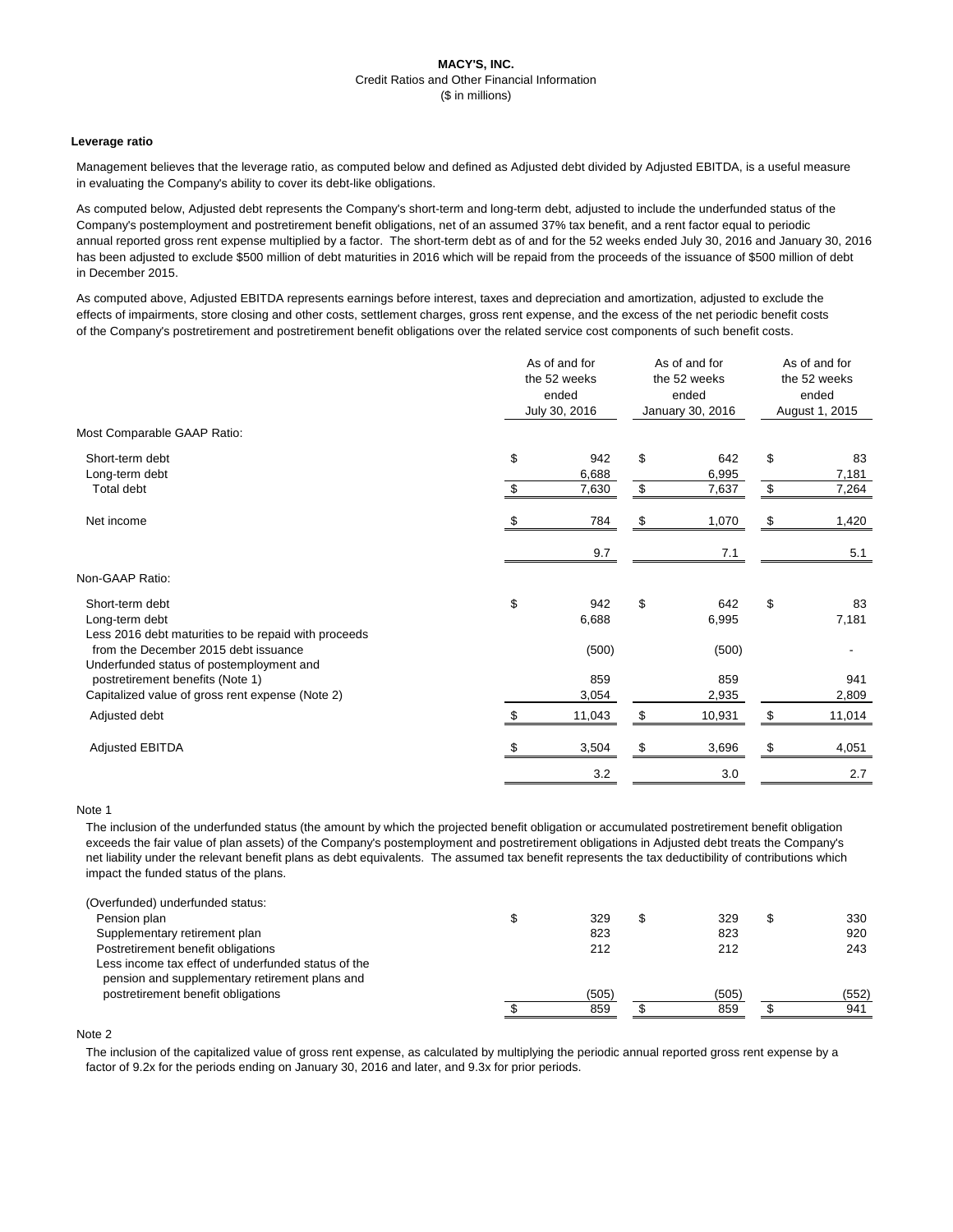**MACY'S, INC.**
Credit Ratios and Other Financial Information
($ in millions)

**Leverage ratio**

Management believes that the leverage ratio, as computed below and defined as Adjusted debt divided by Adjusted EBITDA, is a useful measure in evaluating the Company's ability to cover its debt-like obligations.

As computed below, Adjusted debt represents the Company's short-term and long-term debt, adjusted to include the underfunded status of the Company's postemployment and postretirement benefit obligations, net of an assumed 37% tax benefit, and a rent factor equal to periodic annual reported gross rent expense multiplied by a factor. The short-term debt as of and for the 52 weeks ended July 30, 2016 and January 30, 2016 has been adjusted to exclude $500 million of debt maturities in 2016 which will be repaid from the proceeds of the issuance of $500 million of debt in December 2015.

As computed above, Adjusted EBITDA represents earnings before interest, taxes and depreciation and amortization, adjusted to exclude the effects of impairments, store closing and other costs, settlement charges, gross rent expense, and the excess of the net periodic benefit costs of the Company's postretirement and postretirement benefit obligations over the related service cost components of such benefit costs.

| | As of and for the 52 weeks ended July 30, 2016 | As of and for the 52 weeks ended January 30, 2016 | As of and for the 52 weeks ended August 1, 2015 |
|---|---|---|---|
| Most Comparable GAAP Ratio: | | | |
| Short-term debt | $ 942 | $ 642 | $ 83 |
| Long-term debt | 6,688 | 6,995 | 7,181 |
| Total debt | $ 7,630 | $ 7,637 | $ 7,264 |
| Net income | $ 784 | $ 1,070 | $ 1,420 |
| | 9.7 | 7.1 | 5.1 |
| Non-GAAP Ratio: | | | |
| Short-term debt | $ 942 | $ 642 | $ 83 |
| Long-term debt | 6,688 | 6,995 | 7,181 |
| Less 2016 debt maturities to be repaid with proceeds from the December 2015 debt issuance | (500) | (500) | - |
| Underfunded status of postemployment and postretirement benefits (Note 1) | 859 | 859 | 941 |
| Capitalized value of gross rent expense (Note 2) | 3,054 | 2,935 | 2,809 |
| Adjusted debt | $ 11,043 | $ 10,931 | $ 11,014 |
| Adjusted EBITDA | $ 3,504 | $ 3,696 | $ 4,051 |
| | 3.2 | 3.0 | 2.7 |

Note 1

The inclusion of the underfunded status (the amount by which the projected benefit obligation or accumulated postretirement benefit obligation exceeds the fair value of plan assets) of the Company's postemployment and postretirement obligations in Adjusted debt treats the Company's net liability under the relevant benefit plans as debt equivalents. The assumed tax benefit represents the tax deductibility of contributions which impact the funded status of the plans.

| | | | |
|---|---|---|---|
| (Overfunded) underfunded status: | | | |
| Pension plan | $ 329 | $ 329 | $ 330 |
| Supplementary retirement plan | 823 | 823 | 920 |
| Postretirement benefit obligations | 212 | 212 | 243 |
| Less income tax effect of underfunded status of the pension and supplementary retirement plans and postretirement benefit obligations | (505) | (505) | (552) |
| | $ 859 | $ 859 | $ 941 |

Note 2

The inclusion of the capitalized value of gross rent expense, as calculated by multiplying the periodic annual reported gross rent expense by a factor of 9.2x for the periods ending on January 30, 2016 and later, and 9.3x for prior periods.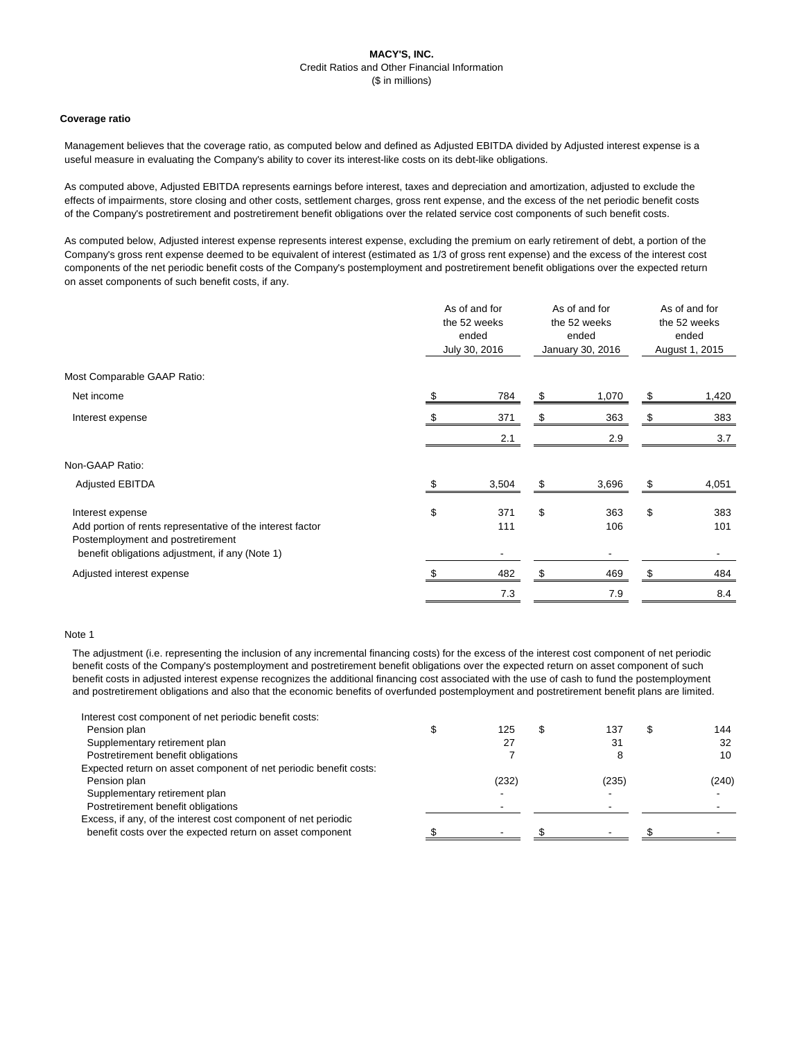**MACY'S, INC.**
Credit Ratios and Other Financial Information
($ in millions)

**Coverage ratio**

Management believes that the coverage ratio, as computed below and defined as Adjusted EBITDA divided by Adjusted interest expense is a useful measure in evaluating the Company's ability to cover its interest-like costs on its debt-like obligations.

As computed above, Adjusted EBITDA represents earnings before interest, taxes and depreciation and amortization, adjusted to exclude the effects of impairments, store closing and other costs, settlement charges, gross rent expense, and the excess of the net periodic benefit costs of the Company's postretirement and postretirement benefit obligations over the related service cost components of such benefit costs.

As computed below, Adjusted interest expense represents interest expense, excluding the premium on early retirement of debt, a portion of the Company's gross rent expense deemed to be equivalent of interest (estimated as 1/3 of gross rent expense) and the excess of the interest cost components of the net periodic benefit costs of the Company's postemployment and postretirement benefit obligations over the expected return on asset components of such benefit costs, if any.

| | As of and for the 52 weeks ended July 30, 2016 | As of and for the 52 weeks ended January 30, 2016 | As of and for the 52 weeks ended August 1, 2015 |
|---|---|---|---|
| Most Comparable GAAP Ratio: | | | |
| Net income | $ 784 | $ 1,070 | $ 1,420 |
| Interest expense | $ 371 | $ 363 | $ 383 |
| | 2.1 | 2.9 | 3.7 |
| Non-GAAP Ratio: | | | |
| Adjusted EBITDA | $ 3,504 | $ 3,696 | $ 4,051 |
| Interest expense | $ 371 | $ 363 | $ 383 |
| Add portion of rents representative of the interest factor | 111 | 106 | 101 |
| Postemployment and postretirement benefit obligations adjustment, if any (Note 1) | - | - | - |
| Adjusted interest expense | $ 482 | $ 469 | $ 484 |
| | 7.3 | 7.9 | 8.4 |

Note 1

The adjustment (i.e. representing the inclusion of any incremental financing costs) for the excess of the interest cost component of net periodic benefit costs of the Company's postemployment and postretirement benefit obligations over the expected return on asset component of such benefit costs in adjusted interest expense recognizes the additional financing cost associated with the use of cash to fund the postemployment and postretirement obligations and also that the economic benefits of overfunded postemployment and postretirement benefit plans are limited.

| | | | |
|---|---|---|---|
| Interest cost component of net periodic benefit costs: | | | |
| Pension plan | $ 125 | $ 137 | $ 144 |
| Supplementary retirement plan | 27 | 31 | 32 |
| Postretirement benefit obligations | 7 | 8 | 10 |
| Expected return on asset component of net periodic benefit costs: | | | |
| Pension plan | (232) | (235) | (240) |
| Supplementary retirement plan | - | - | - |
| Postretirement benefit obligations | - | - | - |
| Excess, if any, of the interest cost component of net periodic benefit costs over the expected return on asset component | $ - | $ - | $ - |